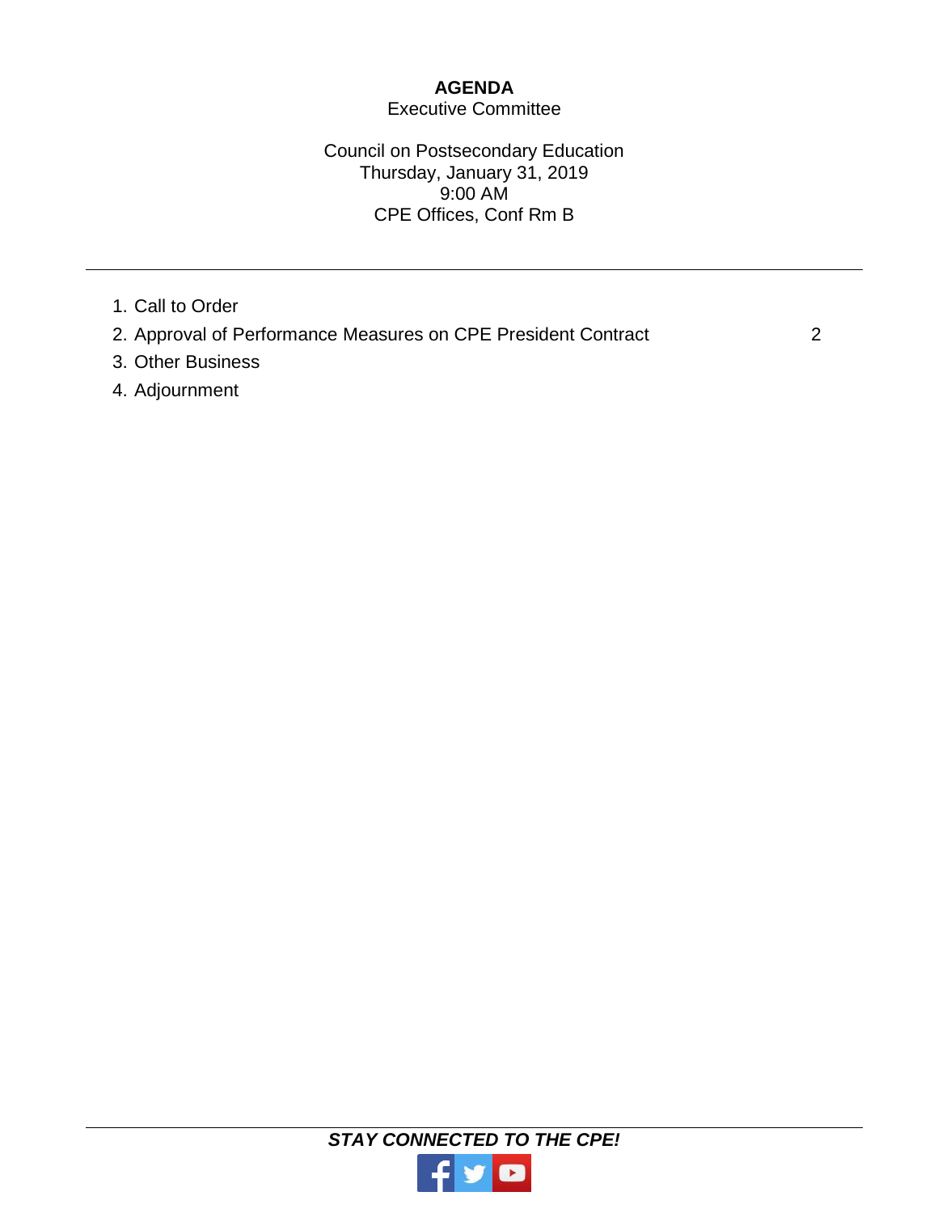# AGENDA

Executive Committee

Council on Postsecondary Education
Thursday, January 31, 2019
9:00 AM
CPE Offices, Conf Rm B

---

1. Call to Order
2. Approval of Performance Measures on CPE President Contract 2
3. Other Business
4. Adjournment

---

***STAY CONNECTED TO THE CPE!***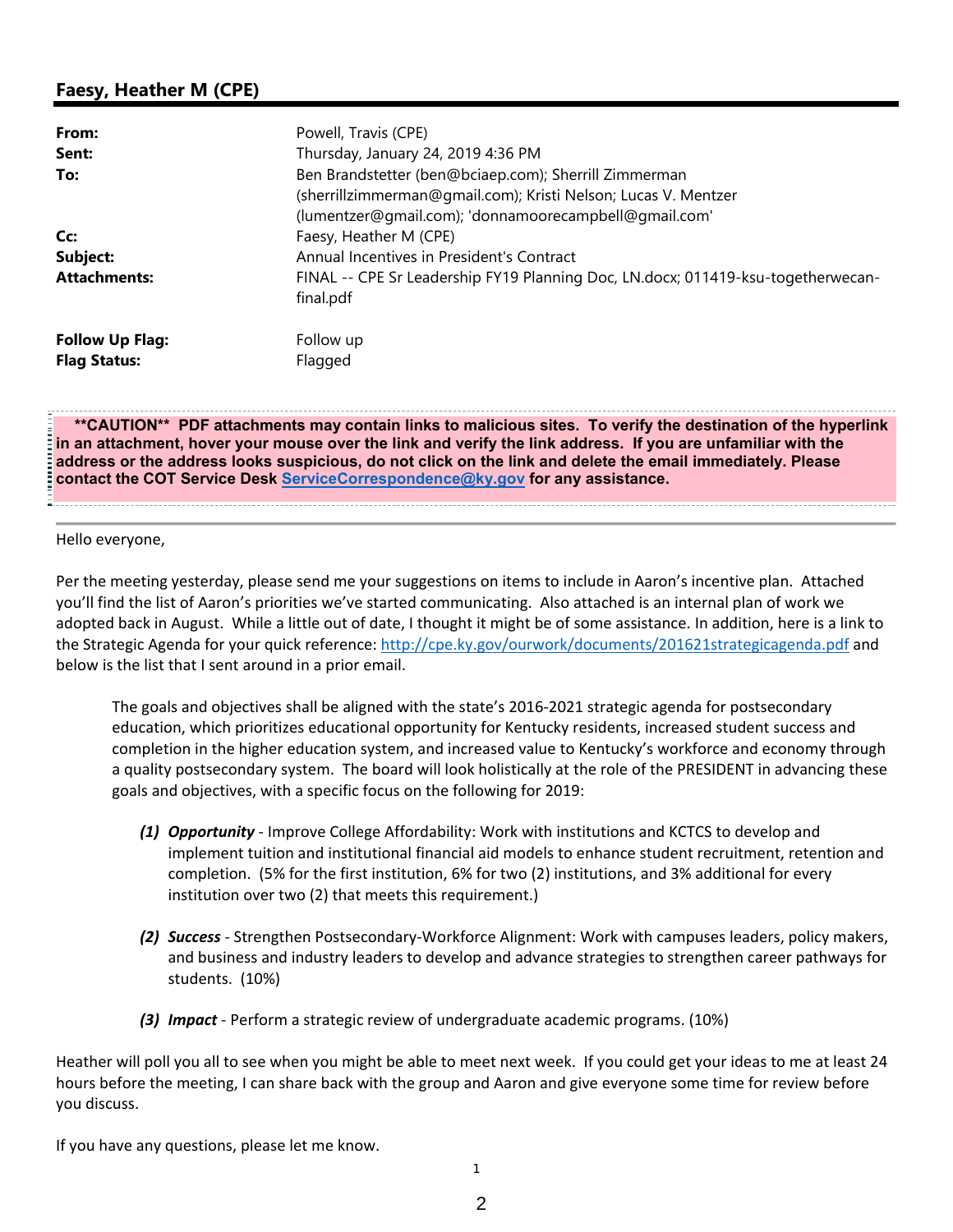## Faesy, Heather M (CPE)

| | |
|---|---|
| **From:** | Powell, Travis (CPE) |
| **Sent:** | Thursday, January 24, 2019 4:36 PM |
| **To:** | Ben Brandstetter (ben@bciaep.com); Sherrill Zimmerman (sherrillzimmerman@gmail.com); Kristi Nelson; Lucas V. Mentzer (lumentzer@gmail.com); 'donnamoorecampbell@gmail.com' |
| **Cc:** | Faesy, Heather M (CPE) |
| **Subject:** | Annual Incentives in President's Contract |
| **Attachments:** | FINAL -- CPE Sr Leadership FY19 Planning Doc, LN.docx; 011419-ksu-togetherwecan-final.pdf |
| **Follow Up Flag:** | Follow up |
| **Flag Status:** | Flagged |

**\*\*CAUTION\*\* PDF attachments may contain links to malicious sites. To verify the destination of the hyperlink in an attachment, hover your mouse over the link and verify the link address. If you are unfamiliar with the address or the address looks suspicious, do not click on the link and delete the email immediately. Please contact the COT Service Desk ServiceCorrespondence@ky.gov for any assistance.**

Hello everyone,

Per the meeting yesterday, please send me your suggestions on items to include in Aaron's incentive plan. Attached you'll find the list of Aaron's priorities we've started communicating. Also attached is an internal plan of work we adopted back in August. While a little out of date, I thought it might be of some assistance. In addition, here is a link to the Strategic Agenda for your quick reference: http://cpe.ky.gov/ourwork/documents/201621strategicagenda.pdf and below is the list that I sent around in a prior email.

> The goals and objectives shall be aligned with the state's 2016-2021 strategic agenda for postsecondary education, which prioritizes educational opportunity for Kentucky residents, increased student success and completion in the higher education system, and increased value to Kentucky's workforce and economy through a quality postsecondary system. The board will look holistically at the role of the PRESIDENT in advancing these goals and objectives, with a specific focus on the following for 2019:
>
> ***(1) Opportunity*** - Improve College Affordability: Work with institutions and KCTCS to develop and implement tuition and institutional financial aid models to enhance student recruitment, retention and completion. (5% for the first institution, 6% for two (2) institutions, and 3% additional for every institution over two (2) that meets this requirement.)
>
> ***(2) Success*** - Strengthen Postsecondary-Workforce Alignment: Work with campuses leaders, policy makers, and business and industry leaders to develop and advance strategies to strengthen career pathways for students. (10%)
>
> ***(3) Impact*** - Perform a strategic review of undergraduate academic programs. (10%)

Heather will poll you all to see when you might be able to meet next week. If you could get your ideas to me at least 24 hours before the meeting, I can share back with the group and Aaron and give everyone some time for review before you discuss.

If you have any questions, please let me know.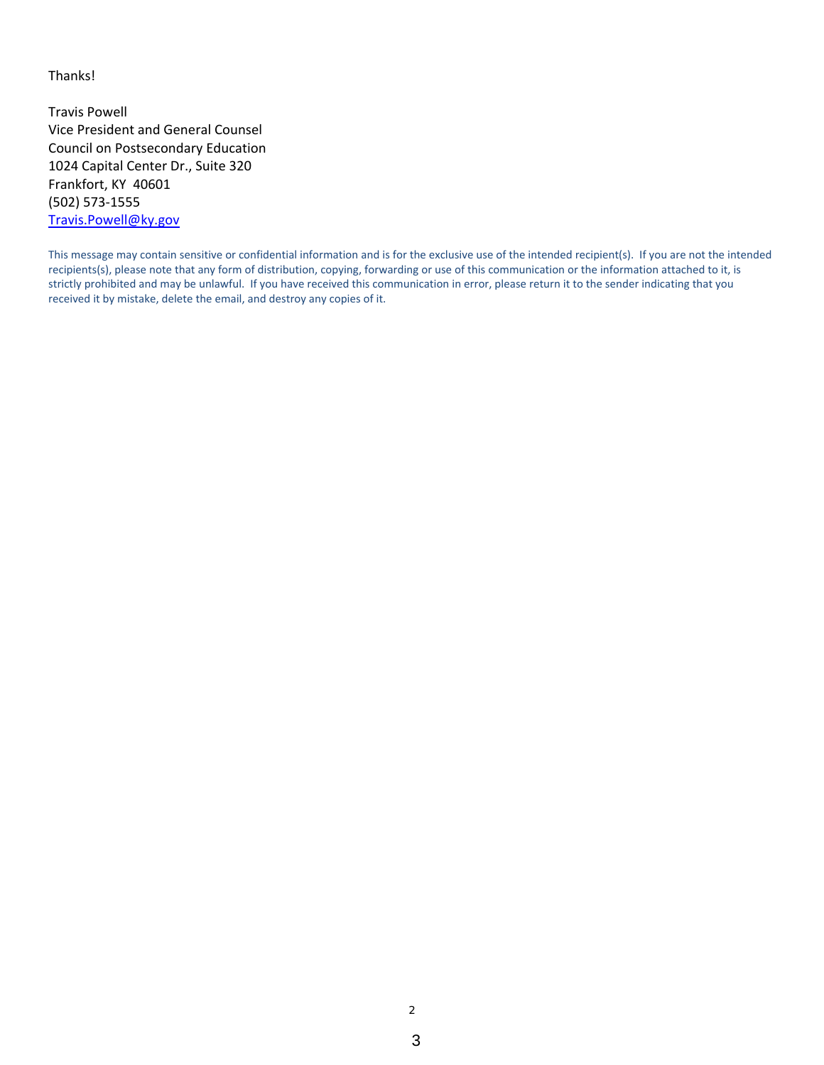Thanks!

Travis Powell  
Vice President and General Counsel  
Council on Postsecondary Education  
1024 Capital Center Dr., Suite 320  
Frankfort, KY  40601  
(502) 573-1555  
[Travis.Powell@ky.gov](mailto:Travis.Powell@ky.gov)

This message may contain sensitive or confidential information and is for the exclusive use of the intended recipient(s). If you are not the intended recipients(s), please note that any form of distribution, copying, forwarding or use of this communication or the information attached to it, is strictly prohibited and may be unlawful. If you have received this communication in error, please return it to the sender indicating that you received it by mistake, delete the email, and destroy any copies of it.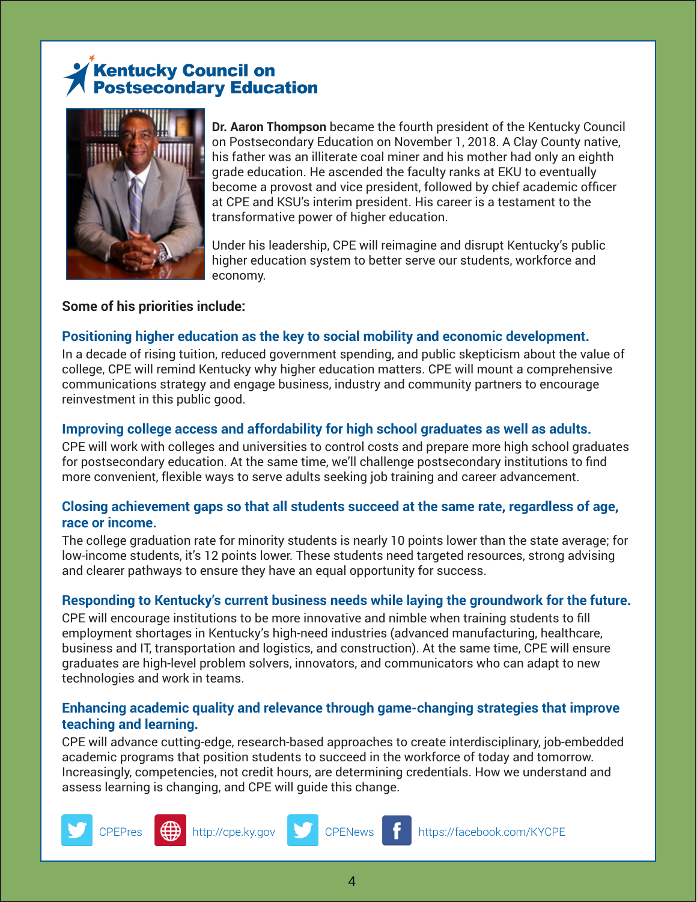# Kentucky Council on Postsecondary Education

**Dr. Aaron Thompson** became the fourth president of the Kentucky Council on Postsecondary Education on November 1, 2018. A Clay County native, his father was an illiterate coal miner and his mother had only an eighth grade education. He ascended the faculty ranks at EKU to eventually become a provost and vice president, followed by chief academic officer at CPE and KSU's interim president. His career is a testament to the transformative power of higher education.

Under his leadership, CPE will reimagine and disrupt Kentucky's public higher education system to better serve our students, workforce and economy.

**Some of his priorities include:**

### Positioning higher education as the key to social mobility and economic development.

In a decade of rising tuition, reduced government spending, and public skepticism about the value of college, CPE will remind Kentucky why higher education matters. CPE will mount a comprehensive communications strategy and engage business, industry and community partners to encourage reinvestment in this public good.

### Improving college access and affordability for high school graduates as well as adults.

CPE will work with colleges and universities to control costs and prepare more high school graduates for postsecondary education. At the same time, we'll challenge postsecondary institutions to find more convenient, flexible ways to serve adults seeking job training and career advancement.

### Closing achievement gaps so that all students succeed at the same rate, regardless of age, race or income.

The college graduation rate for minority students is nearly 10 points lower than the state average; for low-income students, it's 12 points lower. These students need targeted resources, strong advising and clearer pathways to ensure they have an equal opportunity for success.

### Responding to Kentucky's current business needs while laying the groundwork for the future.

CPE will encourage institutions to be more innovative and nimble when training students to fill employment shortages in Kentucky's high-need industries (advanced manufacturing, healthcare, business and IT, transportation and logistics, and construction). At the same time, CPE will ensure graduates are high-level problem solvers, innovators, and communicators who can adapt to new technologies and work in teams.

### Enhancing academic quality and relevance through game-changing strategies that improve teaching and learning.

CPE will advance cutting-edge, research-based approaches to create interdisciplinary, job-embedded academic programs that position students to succeed in the workforce of today and tomorrow. Increasingly, competencies, not credit hours, are determining credentials. How we understand and assess learning is changing, and CPE will guide this change.

CPEPres | http://cpe.ky.gov | CPENews | https://facebook.com/KYCPE